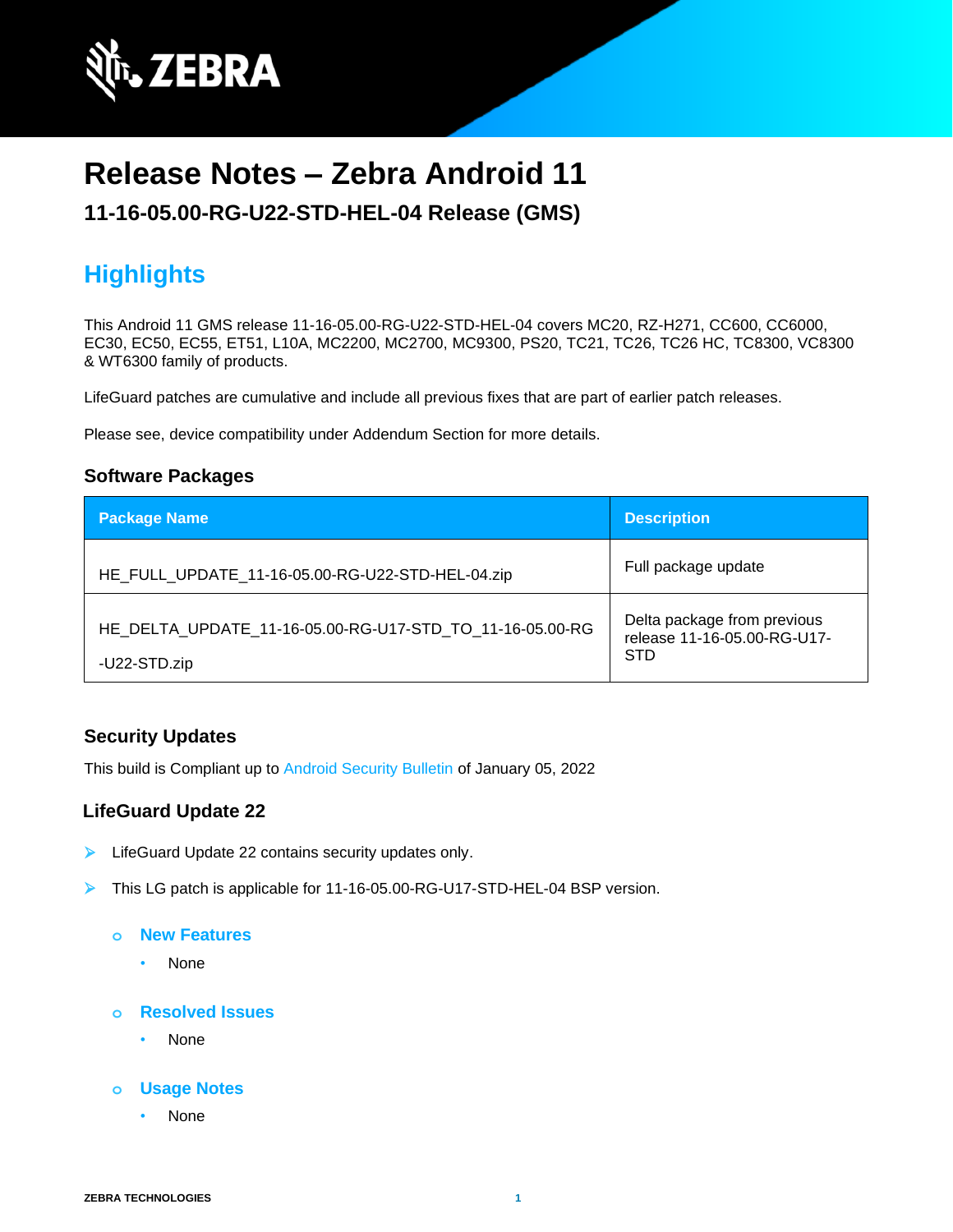# Release Notes – Zebra Android 11

## 11-16-05.00-RG-U22-STD-HEL-04 Release (GMS)

## Highlights

This Android 11 GMS release 11-16-05.00-RG-U22-STD-HEL-04 covers MC20, RZ-H271, CC600, CC6000, EC30, EC50, EC55, ET51, L10A, MC2200, MC2700, MC9300, PS20, TC21, TC26, TC26 HC, TC8300, VC8300 & WT6300 family of products.

LifeGuard patches are cumulative and include all previous fixes that are part of earlier patch releases.

Please see, device compatibility under Addendum Section for more details.

### Software Packages

| Package Name | Description |
|---|---|
| HE_FULL_UPDATE_11-16-05.00-RG-U22-STD-HEL-04.zip | Full package update |
| HE_DELTA_UPDATE_11-16-05.00-RG-U17-STD_TO_11-16-05.00-RG-U22-STD.zip | Delta package from previous release 11-16-05.00-RG-U17-STD |

### Security Updates

This build is Compliant up to Android Security Bulletin of January 05, 2022

### LifeGuard Update 22

- LifeGuard Update 22 contains security updates only.
- This LG patch is applicable for 11-16-05.00-RG-U17-STD-HEL-04 BSP version.
  - **New Features**
    - None
  - **Resolved Issues**
    - None
  - **Usage Notes**
    - None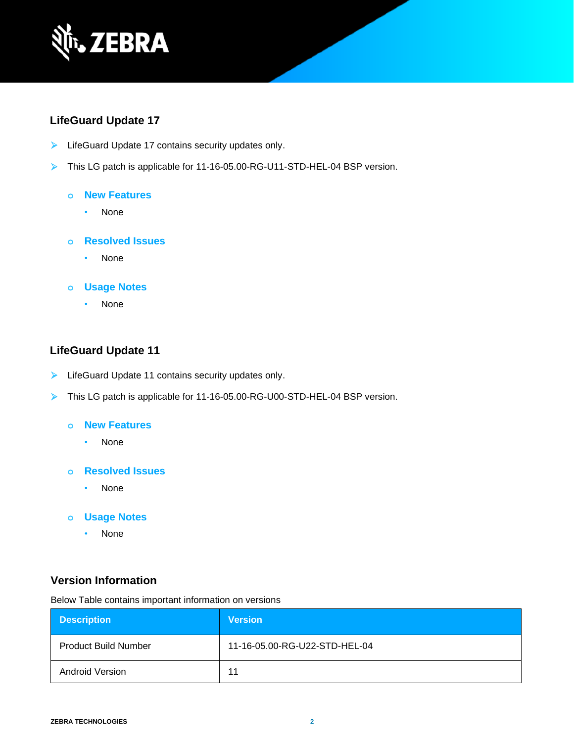## LifeGuard Update 17

- LifeGuard Update 17 contains security updates only.
- This LG patch is applicable for 11-16-05.00-RG-U11-STD-HEL-04 BSP version.
  - **New Features**
    - None
  - **Resolved Issues**
    - None
  - **Usage Notes**
    - None

## LifeGuard Update 11

- LifeGuard Update 11 contains security updates only.
- This LG patch is applicable for 11-16-05.00-RG-U00-STD-HEL-04 BSP version.
  - **New Features**
    - None
  - **Resolved Issues**
    - None
  - **Usage Notes**
    - None

## Version Information

Below Table contains important information on versions

| Description | Version |
| --- | --- |
| Product Build Number | 11-16-05.00-RG-U22-STD-HEL-04 |
| Android Version | 11 |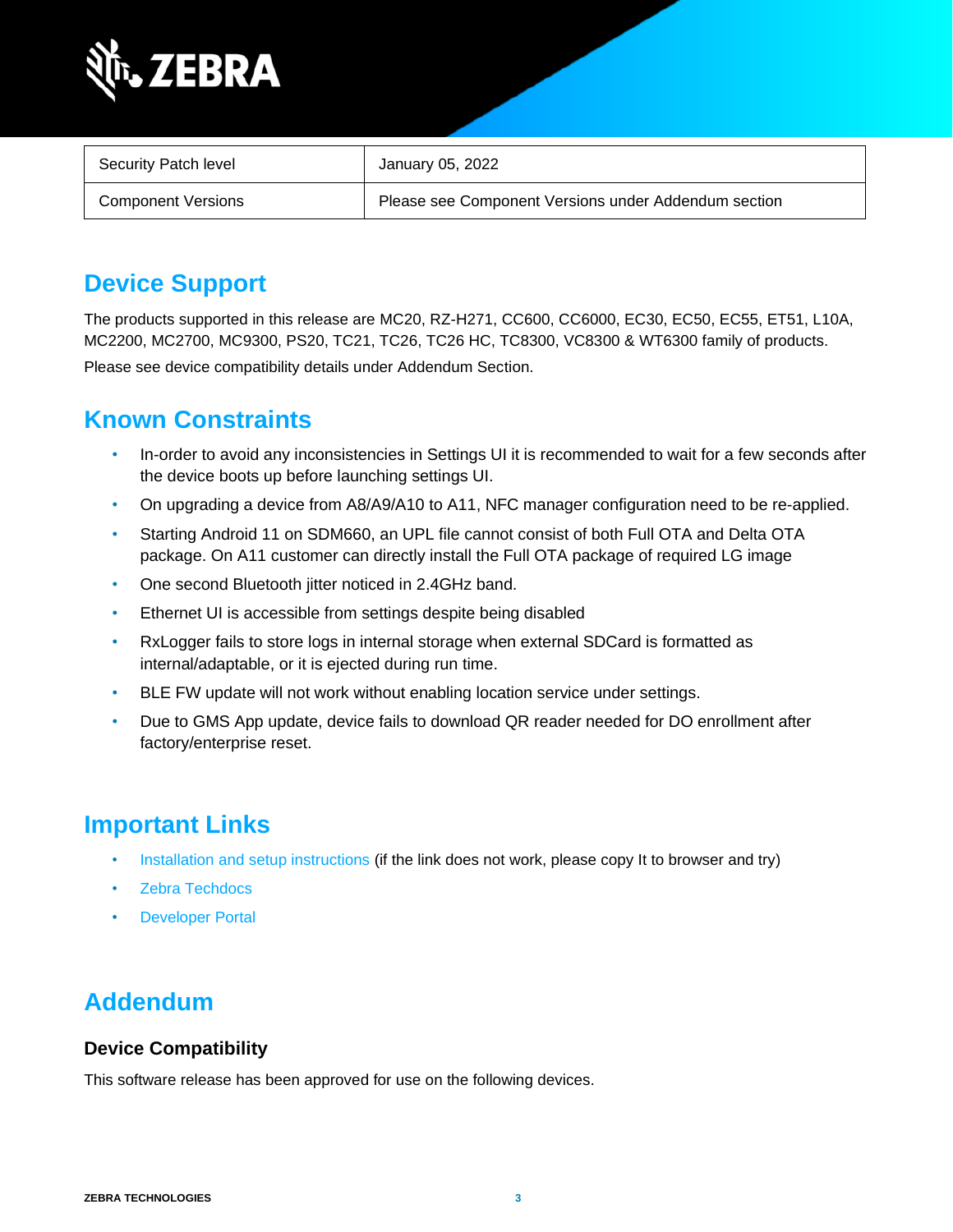| Security Patch level | January 05, 2022 |
| --- | --- |
| Component Versions | Please see Component Versions under Addendum section |

## Device Support

The products supported in this release are MC20, RZ-H271, CC600, CC6000, EC30, EC50, EC55, ET51, L10A, MC2200, MC2700, MC9300, PS20, TC21, TC26, TC26 HC, TC8300, VC8300 & WT6300 family of products.

Please see device compatibility details under Addendum Section.

## Known Constraints

- In-order to avoid any inconsistencies in Settings UI it is recommended to wait for a few seconds after the device boots up before launching settings UI.
- On upgrading a device from A8/A9/A10 to A11, NFC manager configuration need to be re-applied.
- Starting Android 11 on SDM660, an UPL file cannot consist of both Full OTA and Delta OTA package. On A11 customer can directly install the Full OTA package of required LG image
- One second Bluetooth jitter noticed in 2.4GHz band.
- Ethernet UI is accessible from settings despite being disabled
- RxLogger fails to store logs in internal storage when external SDCard is formatted as internal/adaptable, or it is ejected during run time.
- BLE FW update will not work without enabling location service under settings.
- Due to GMS App update, device fails to download QR reader needed for DO enrollment after factory/enterprise reset.

## Important Links

- Installation and setup instructions (if the link does not work, please copy It to browser and try)
- Zebra Techdocs
- Developer Portal

## Addendum

### Device Compatibility

This software release has been approved for use on the following devices.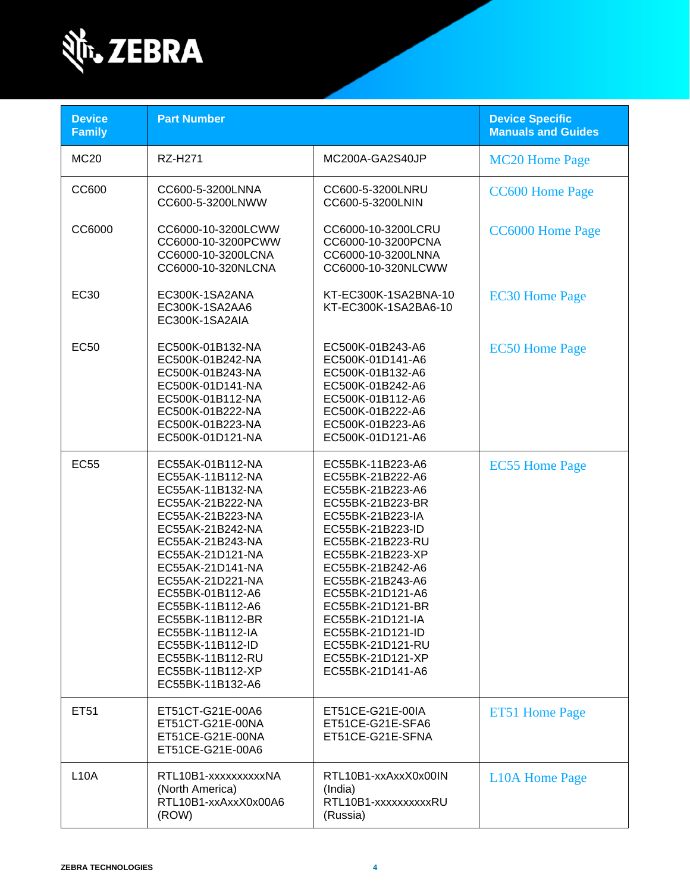| Device Family | Part Number | | Device Specific Manuals and Guides |
|---|---|---|---|
| MC20 | RZ-H271 | MC200A-GA2S40JP | MC20 Home Page |
| CC600 | CC600-5-3200LNNA<br>CC600-5-3200LNWW | CC600-5-3200LNRU<br>CC600-5-3200LNIN | CC600 Home Page |
| CC6000 | CC6000-10-3200LCWW<br>CC6000-10-3200PCWW<br>CC6000-10-3200LCNA<br>CC6000-10-320NLCNA | CC6000-10-3200LCRU<br>CC6000-10-3200PCNA<br>CC6000-10-3200LNNA<br>CC6000-10-320NLCWW | CC6000 Home Page |
| EC30 | EC300K-1SA2ANA<br>EC300K-1SA2AA6<br>EC300K-1SA2AIA | KT-EC300K-1SA2BNA-10<br>KT-EC300K-1SA2BA6-10 | EC30 Home Page |
| EC50 | EC500K-01B132-NA<br>EC500K-01B242-NA<br>EC500K-01B243-NA<br>EC500K-01D141-NA<br>EC500K-01B112-NA<br>EC500K-01B222-NA<br>EC500K-01B223-NA<br>EC500K-01D121-NA | EC500K-01B243-A6<br>EC500K-01D141-A6<br>EC500K-01B132-A6<br>EC500K-01B242-A6<br>EC500K-01B112-A6<br>EC500K-01B222-A6<br>EC500K-01B223-A6<br>EC500K-01D121-A6 | EC50 Home Page |
| EC55 | EC55AK-01B112-NA<br>EC55AK-11B112-NA<br>EC55AK-11B132-NA<br>EC55AK-21B222-NA<br>EC55AK-21B223-NA<br>EC55AK-21B242-NA<br>EC55AK-21B243-NA<br>EC55AK-21D121-NA<br>EC55AK-21D141-NA<br>EC55AK-21D221-NA<br>EC55BK-01B112-A6<br>EC55BK-11B112-A6<br>EC55BK-11B112-BR<br>EC55BK-11B112-IA<br>EC55BK-11B112-ID<br>EC55BK-11B112-RU<br>EC55BK-11B112-XP<br>EC55BK-11B132-A6 | EC55BK-11B223-A6<br>EC55BK-21B222-A6<br>EC55BK-21B223-A6<br>EC55BK-21B223-BR<br>EC55BK-21B223-IA<br>EC55BK-21B223-ID<br>EC55BK-21B223-RU<br>EC55BK-21B223-XP<br>EC55BK-21B242-A6<br>EC55BK-21B243-A6<br>EC55BK-21D121-A6<br>EC55BK-21D121-BR<br>EC55BK-21D121-IA<br>EC55BK-21D121-ID<br>EC55BK-21D121-RU<br>EC55BK-21D121-XP<br>EC55BK-21D141-A6 | EC55 Home Page |
| ET51 | ET51CT-G21E-00A6<br>ET51CT-G21E-00NA<br>ET51CE-G21E-00NA<br>ET51CE-G21E-00A6 | ET51CE-G21E-00IA<br>ET51CE-G21E-SFA6<br>ET51CE-G21E-SFNA | ET51 Home Page |
| L10A | RTL10B1-xxxxxxxxxxNA (North America)<br>RTL10B1-xxAxxX0x00A6 (ROW) | RTL10B1-xxAxxX0x00IN (India)<br>RTL10B1-xxxxxxxxxxRU (Russia) | L10A Home Page |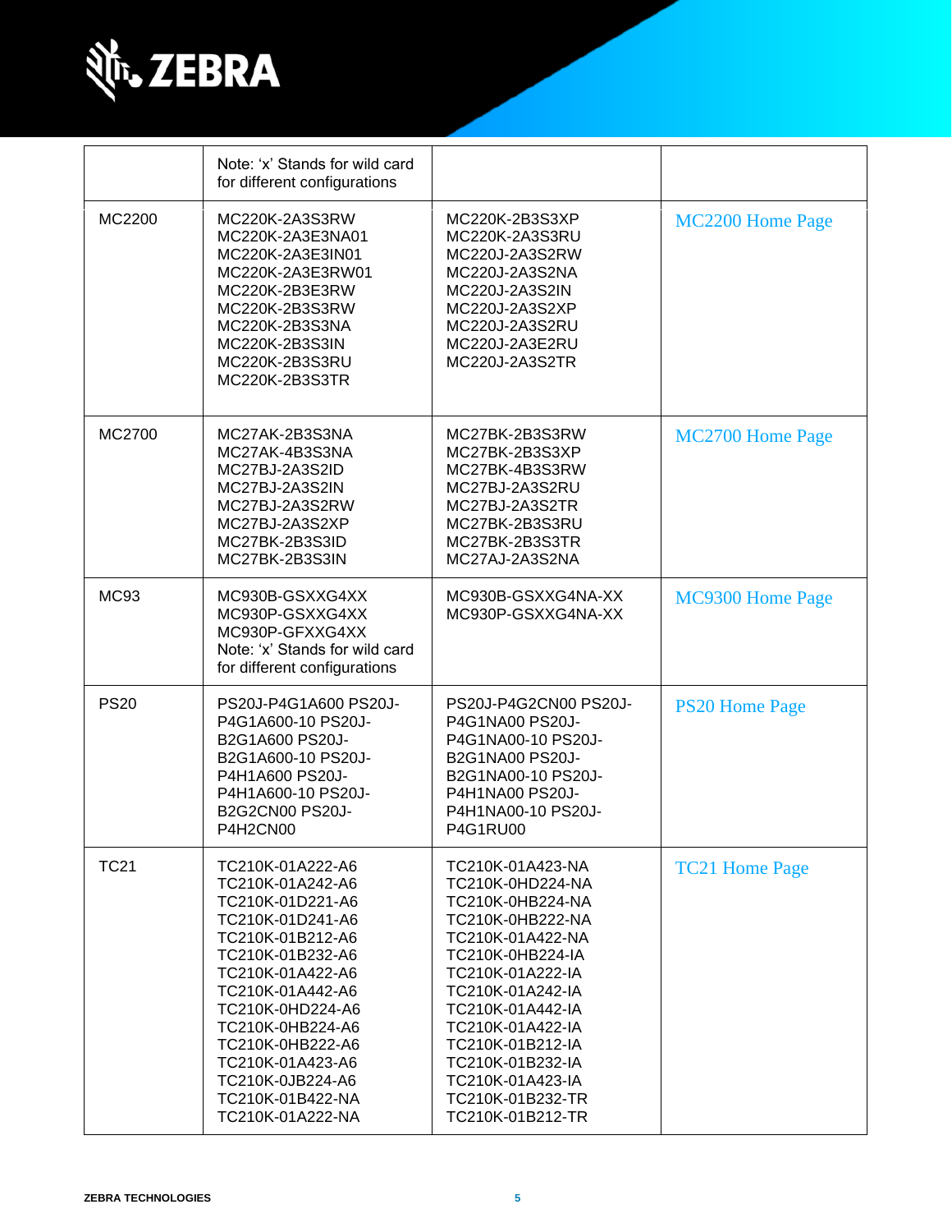|  | Note: 'x' Stands for wild card for different configurations |  |  |
|---|---|---|---|
| MC2200 | MC220K-2A3S3RW<br>MC220K-2A3E3NA01<br>MC220K-2A3E3IN01<br>MC220K-2A3E3RW01<br>MC220K-2B3E3RW<br>MC220K-2B3S3RW<br>MC220K-2B3S3NA<br>MC220K-2B3S3IN<br>MC220K-2B3S3RU<br>MC220K-2B3S3TR | MC220K-2B3S3XP<br>MC220K-2A3S3RU<br>MC220J-2A3S2RW<br>MC220J-2A3S2NA<br>MC220J-2A3S2IN<br>MC220J-2A3S2XP<br>MC220J-2A3S2RU<br>MC220J-2A3E2RU<br>MC220J-2A3S2TR | MC2200 Home Page |
| MC2700 | MC27AK-2B3S3NA<br>MC27AK-4B3S3NA<br>MC27BJ-2A3S2ID<br>MC27BJ-2A3S2IN<br>MC27BJ-2A3S2RW<br>MC27BJ-2A3S2XP<br>MC27BK-2B3S3ID<br>MC27BK-2B3S3IN | MC27BK-2B3S3RW<br>MC27BK-2B3S3XP<br>MC27BK-4B3S3RW<br>MC27BJ-2A3S2RU<br>MC27BJ-2A3S2TR<br>MC27BK-2B3S3RU<br>MC27BK-2B3S3TR<br>MC27AJ-2A3S2NA | MC2700 Home Page |
| MC93 | MC930B-GSXXG4XX<br>MC930P-GSXXG4XX<br>MC930P-GFXXG4XX<br>Note: 'x' Stands for wild card for different configurations | MC930B-GSXXG4NA-XX<br>MC930P-GSXXG4NA-XX | MC9300 Home Page |
| PS20 | PS20J-P4G1A600 PS20J-P4G1A600-10 PS20J-B2G1A600 PS20J-B2G1A600-10 PS20J-P4H1A600 PS20J-P4H1A600-10 PS20J-B2G2CN00 PS20J-P4H2CN00 | PS20J-P4G2CN00 PS20J-P4G1NA00 PS20J-P4G1NA00-10 PS20J-B2G1NA00 PS20J-B2G1NA00-10 PS20J-P4H1NA00 PS20J-P4H1NA00-10 PS20J-P4G1RU00 | PS20 Home Page |
| TC21 | TC210K-01A222-A6<br>TC210K-01A242-A6<br>TC210K-01D221-A6<br>TC210K-01D241-A6<br>TC210K-01B212-A6<br>TC210K-01B232-A6<br>TC210K-01A422-A6<br>TC210K-01A442-A6<br>TC210K-0HD224-A6<br>TC210K-0HB224-A6<br>TC210K-0HB222-A6<br>TC210K-01A423-A6<br>TC210K-0JB224-A6<br>TC210K-01B422-NA<br>TC210K-01A222-NA | TC210K-01A423-NA<br>TC210K-0HD224-NA<br>TC210K-0HB224-NA<br>TC210K-0HB222-NA<br>TC210K-01A422-NA<br>TC210K-0HB224-IA<br>TC210K-01A222-IA<br>TC210K-01A242-IA<br>TC210K-01A442-IA<br>TC210K-01A422-IA<br>TC210K-01B212-IA<br>TC210K-01B232-IA<br>TC210K-01A423-IA<br>TC210K-01B232-TR<br>TC210K-01B212-TR | TC21 Home Page |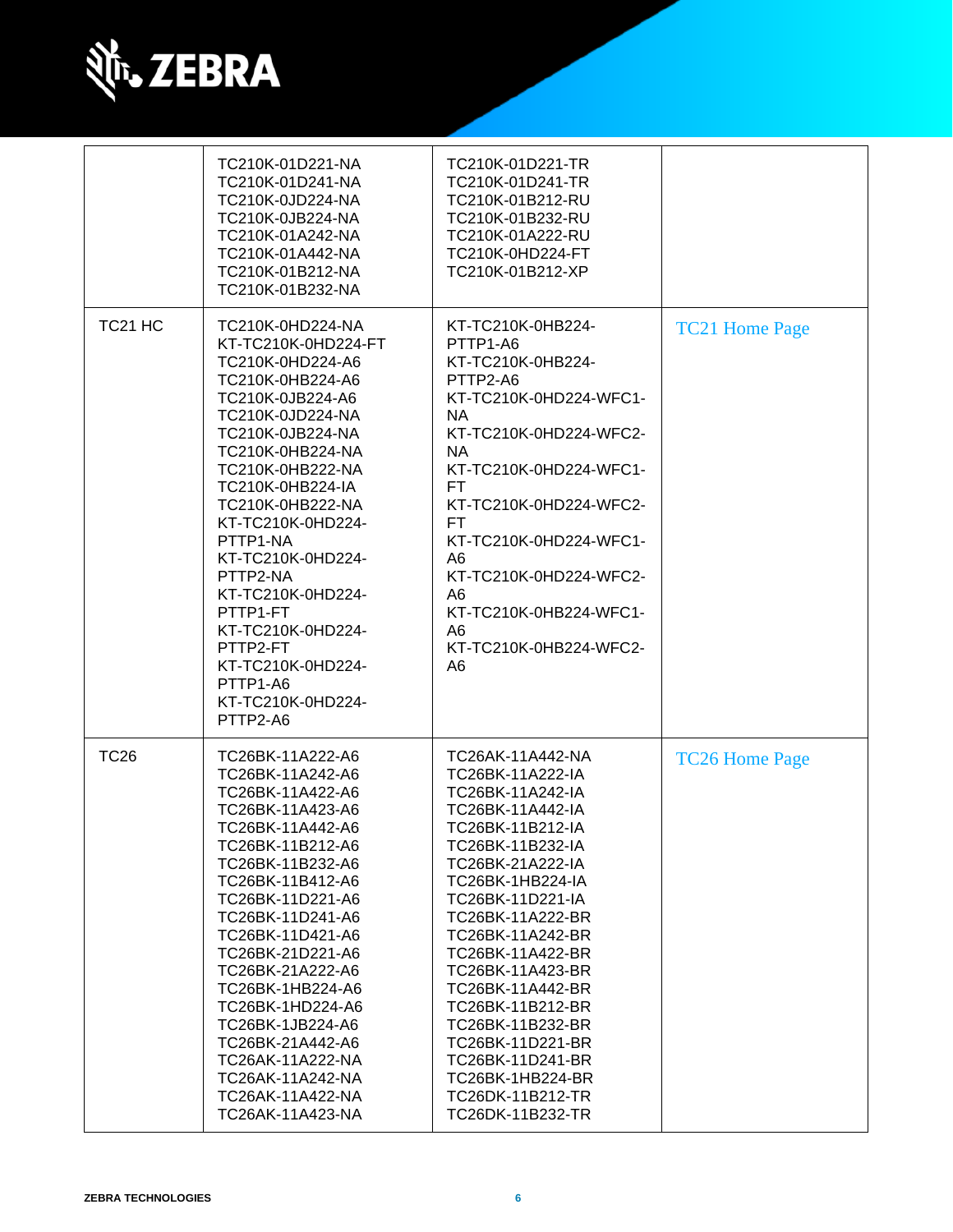| | | | |
|---|---|---|---|
| | TC210K-01D221-NA<br>TC210K-01D241-NA<br>TC210K-0JD224-NA<br>TC210K-0JB224-NA<br>TC210K-01A242-NA<br>TC210K-01A442-NA<br>TC210K-01B212-NA<br>TC210K-01B232-NA | TC210K-01D221-TR<br>TC210K-01D241-TR<br>TC210K-01B212-RU<br>TC210K-01B232-RU<br>TC210K-01A222-RU<br>TC210K-0HD224-FT<br>TC210K-01B212-XP | |
| TC21 HC | TC210K-0HD224-NA<br>KT-TC210K-0HD224-FT<br>TC210K-0HD224-A6<br>TC210K-0HB224-A6<br>TC210K-0JB224-A6<br>TC210K-0JD224-NA<br>TC210K-0JB224-NA<br>TC210K-0HB224-NA<br>TC210K-0HB222-NA<br>TC210K-0HB224-IA<br>TC210K-0HB222-NA<br>KT-TC210K-0HD224-PTTP1-NA<br>KT-TC210K-0HD224-PTTP2-NA<br>KT-TC210K-0HD224-PTTP1-FT<br>KT-TC210K-0HD224-PTTP2-FT<br>KT-TC210K-0HD224-PTTP1-A6<br>KT-TC210K-0HD224-PTTP2-A6 | KT-TC210K-0HB224-PTTP1-A6<br>KT-TC210K-0HB224-PTTP2-A6<br>KT-TC210K-0HD224-WFC1-NA<br>KT-TC210K-0HD224-WFC2-NA<br>KT-TC210K-0HD224-WFC1-FT<br>KT-TC210K-0HD224-WFC2-FT<br>KT-TC210K-0HD224-WFC1-A6<br>KT-TC210K-0HD224-WFC2-A6<br>KT-TC210K-0HB224-WFC1-A6<br>KT-TC210K-0HB224-WFC2-A6 | TC21 Home Page |
| TC26 | TC26BK-11A222-A6<br>TC26BK-11A242-A6<br>TC26BK-11A422-A6<br>TC26BK-11A423-A6<br>TC26BK-11A442-A6<br>TC26BK-11B212-A6<br>TC26BK-11B232-A6<br>TC26BK-11B412-A6<br>TC26BK-11D221-A6<br>TC26BK-11D241-A6<br>TC26BK-11D421-A6<br>TC26BK-21D221-A6<br>TC26BK-21A222-A6<br>TC26BK-1HB224-A6<br>TC26BK-1HD224-A6<br>TC26BK-1JB224-A6<br>TC26BK-21A442-A6<br>TC26AK-11A222-NA<br>TC26AK-11A242-NA<br>TC26AK-11A422-NA<br>TC26AK-11A423-NA | TC26AK-11A442-NA<br>TC26BK-11A222-IA<br>TC26BK-11A242-IA<br>TC26BK-11A442-IA<br>TC26BK-11B212-IA<br>TC26BK-11B232-IA<br>TC26BK-21A222-IA<br>TC26BK-1HB224-IA<br>TC26BK-11D221-IA<br>TC26BK-11A222-BR<br>TC26BK-11A242-BR<br>TC26BK-11A422-BR<br>TC26BK-11A423-BR<br>TC26BK-11A442-BR<br>TC26BK-11B212-BR<br>TC26BK-11B232-BR<br>TC26BK-11D221-BR<br>TC26BK-11D241-BR<br>TC26BK-1HB224-BR<br>TC26DK-11B212-TR<br>TC26DK-11B232-TR | TC26 Home Page |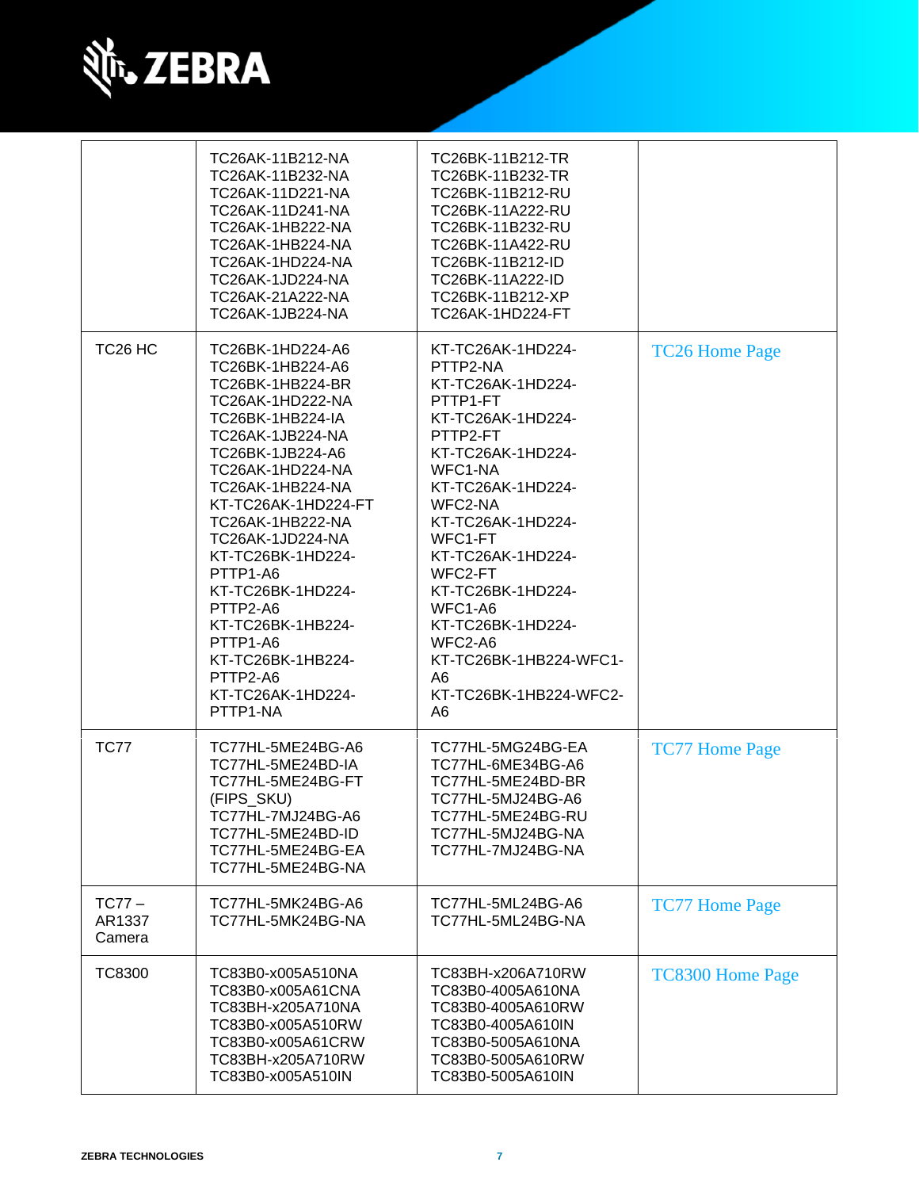| | | | |
|---|---|---|---|
| | TC26AK-11B212-NA<br>TC26AK-11B232-NA<br>TC26AK-11D221-NA<br>TC26AK-11D241-NA<br>TC26AK-1HB222-NA<br>TC26AK-1HB224-NA<br>TC26AK-1HD224-NA<br>TC26AK-1JD224-NA<br>TC26AK-21A222-NA<br>TC26AK-1JB224-NA | TC26BK-11B212-TR<br>TC26BK-11B232-TR<br>TC26BK-11B212-RU<br>TC26BK-11A222-RU<br>TC26BK-11B232-RU<br>TC26BK-11A422-RU<br>TC26BK-11B212-ID<br>TC26BK-11A222-ID<br>TC26BK-11B212-XP<br>TC26AK-1HD224-FT | |
| TC26 HC | TC26BK-1HD224-A6<br>TC26BK-1HB224-A6<br>TC26BK-1HB224-BR<br>TC26AK-1HD222-NA<br>TC26BK-1HB224-IA<br>TC26AK-1JB224-NA<br>TC26BK-1JB224-A6<br>TC26AK-1HD224-NA<br>TC26AK-1HB224-NA<br>KT-TC26AK-1HD224-FT<br>TC26AK-1HB222-NA<br>TC26AK-1JD224-NA<br>KT-TC26BK-1HD224-PTTP1-A6<br>KT-TC26BK-1HD224-PTTP2-A6<br>KT-TC26BK-1HB224-PTTP1-A6<br>KT-TC26BK-1HB224-PTTP2-A6<br>KT-TC26AK-1HD224-PTTP1-NA | KT-TC26AK-1HD224-PTTP2-NA<br>KT-TC26AK-1HD224-PTTP1-FT<br>KT-TC26AK-1HD224-PTTP2-FT<br>KT-TC26AK-1HD224-WFC1-NA<br>KT-TC26AK-1HD224-WFC2-NA<br>KT-TC26AK-1HD224-WFC1-FT<br>KT-TC26AK-1HD224-WFC2-FT<br>KT-TC26BK-1HD224-WFC1-A6<br>KT-TC26BK-1HD224-WFC2-A6<br>KT-TC26BK-1HB224-WFC1-A6<br>KT-TC26BK-1HB224-WFC2-A6 | TC26 Home Page |
| TC77 | TC77HL-5ME24BG-A6<br>TC77HL-5ME24BD-IA<br>TC77HL-5ME24BG-FT (FIPS_SKU)<br>TC77HL-7MJ24BG-A6<br>TC77HL-5ME24BD-ID<br>TC77HL-5ME24BG-EA<br>TC77HL-5ME24BG-NA | TC77HL-5MG24BG-EA<br>TC77HL-6ME34BG-A6<br>TC77HL-5ME24BD-BR<br>TC77HL-5MJ24BG-A6<br>TC77HL-5ME24BG-RU<br>TC77HL-5MJ24BG-NA<br>TC77HL-7MJ24BG-NA | TC77 Home Page |
| TC77 – AR1337 Camera | TC77HL-5MK24BG-A6<br>TC77HL-5MK24BG-NA | TC77HL-5ML24BG-A6<br>TC77HL-5ML24BG-NA | TC77 Home Page |
| TC8300 | TC83B0-x005A510NA<br>TC83B0-x005A61CNA<br>TC83BH-x205A710NA<br>TC83B0-x005A510RW<br>TC83B0-x005A61CRW<br>TC83BH-x205A710RW<br>TC83B0-x005A510IN | TC83BH-x206A710RW<br>TC83B0-4005A610NA<br>TC83B0-4005A610RW<br>TC83B0-4005A610IN<br>TC83B0-5005A610NA<br>TC83B0-5005A610RW<br>TC83B0-5005A610IN | TC8300 Home Page |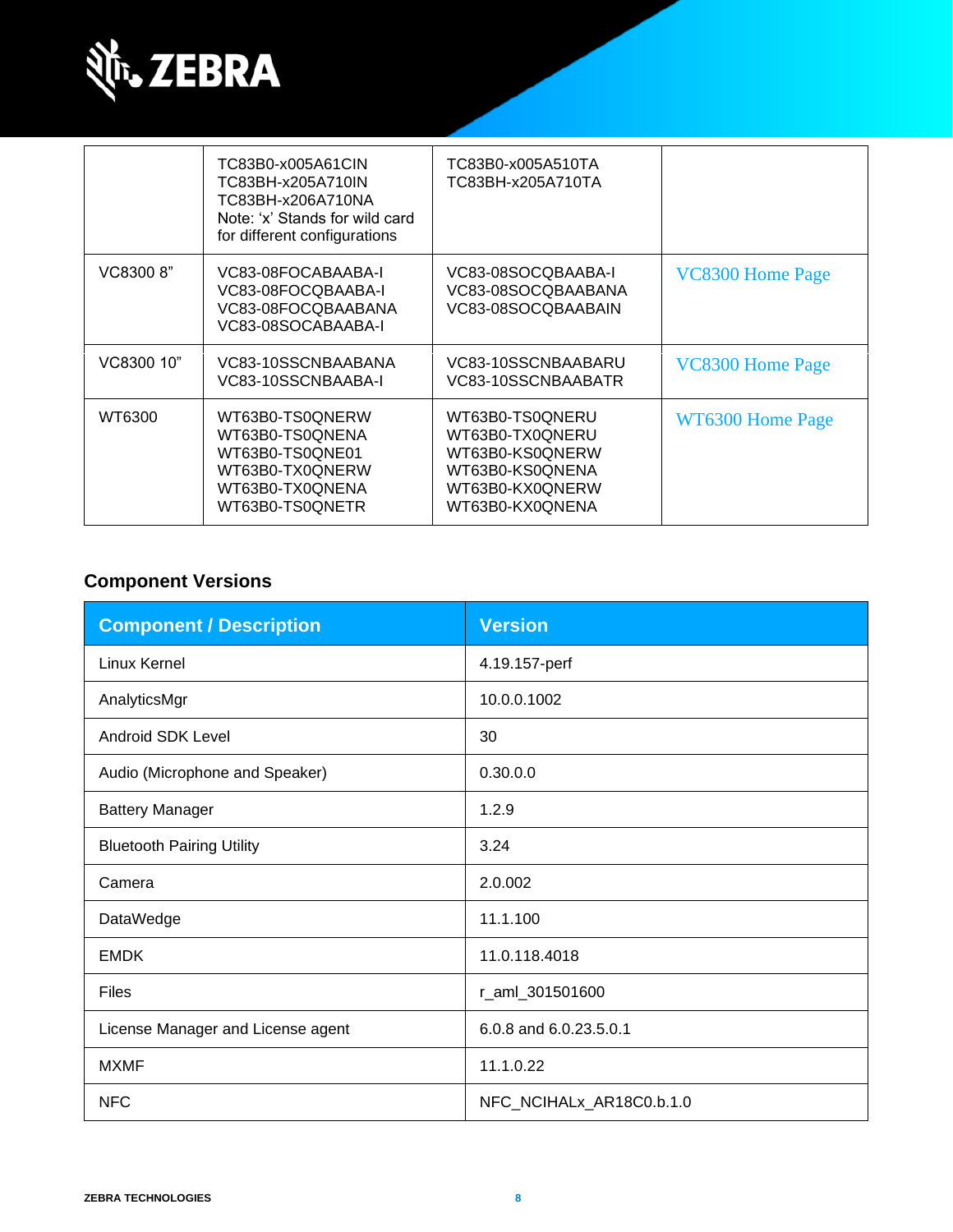| | | | |
|---|---|---|---|
| | TC83B0-x005A61CIN<br>TC83BH-x205A710IN<br>TC83BH-x206A710NA<br>Note: 'x' Stands for wild card for different configurations | TC83B0-x005A510TA<br>TC83BH-x205A710TA | |
| VC8300 8" | VC83-08FOCABAABA-I<br>VC83-08FOCQBAABA-I<br>VC83-08FOCQBAABANA<br>VC83-08SOCABAABA-I | VC83-08SOCQBAABA-I<br>VC83-08SOCQBAABANA<br>VC83-08SOCQBAABAIN | VC8300 Home Page |
| VC8300 10" | VC83-10SSCNBAABANA<br>VC83-10SSCNBAABA-I | VC83-10SSCNBAABARU<br>VC83-10SSCNBAABATR | VC8300 Home Page |
| WT6300 | WT63B0-TS0QNERW<br>WT63B0-TS0QNENA<br>WT63B0-TS0QNE01<br>WT63B0-TX0QNERW<br>WT63B0-TX0QNENA<br>WT63B0-TS0QNETR | WT63B0-TS0QNERU<br>WT63B0-TX0QNERU<br>WT63B0-KS0QNERW<br>WT63B0-KS0QNENA<br>WT63B0-KX0QNERW<br>WT63B0-KX0QNENA | WT6300 Home Page |

### Component Versions

| Component / Description | Version |
|---|---|
| Linux Kernel | 4.19.157-perf |
| AnalyticsMgr | 10.0.0.1002 |
| Android SDK Level | 30 |
| Audio (Microphone and Speaker) | 0.30.0.0 |
| Battery Manager | 1.2.9 |
| Bluetooth Pairing Utility | 3.24 |
| Camera | 2.0.002 |
| DataWedge | 11.1.100 |
| EMDK | 11.0.118.4018 |
| Files | r_aml_301501600 |
| License Manager and License agent | 6.0.8 and 6.0.23.5.0.1 |
| MXMF | 11.1.0.22 |
| NFC | NFC_NCIHALx_AR18C0.b.1.0 |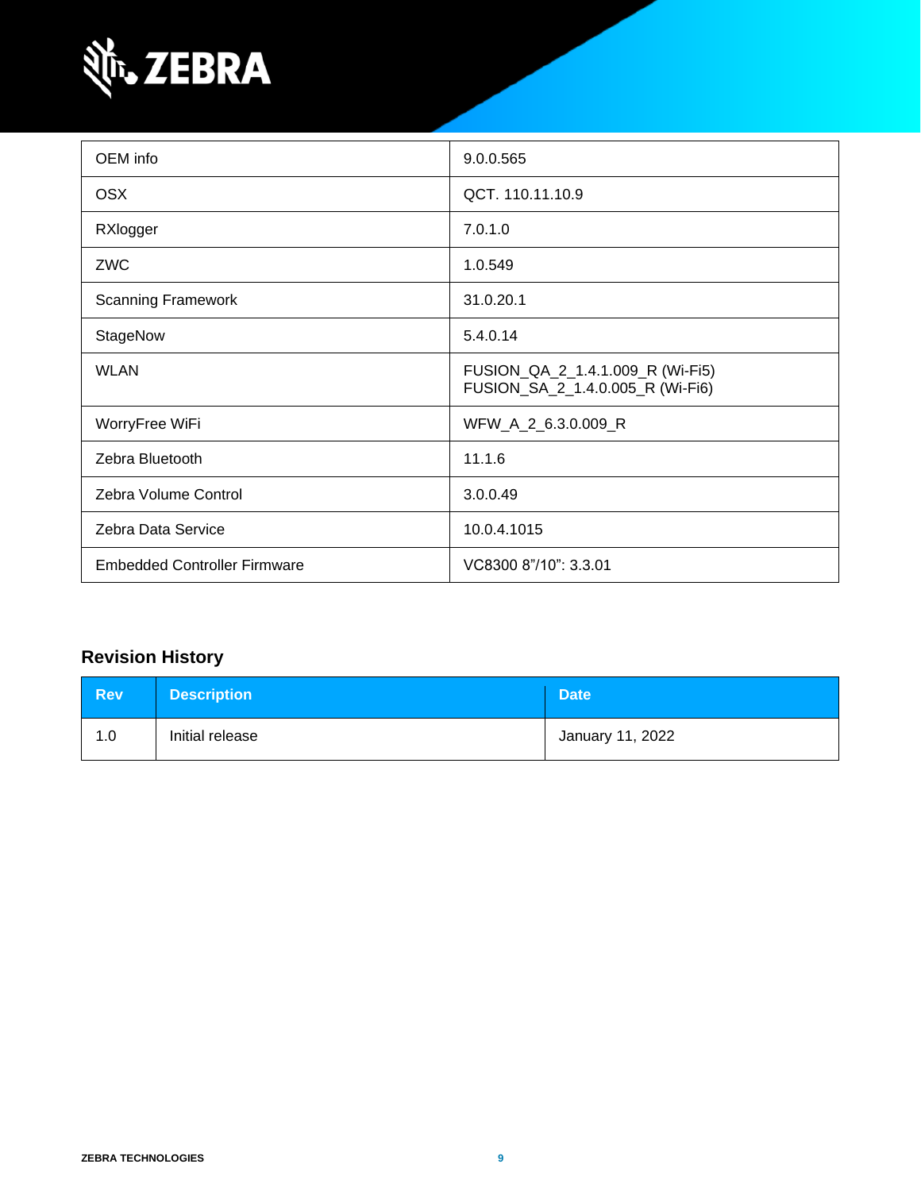| | |
|---|---|
| OEM info | 9.0.0.565 |
| OSX | QCT. 110.11.10.9 |
| RXlogger | 7.0.1.0 |
| ZWC | 1.0.549 |
| Scanning Framework | 31.0.20.1 |
| StageNow | 5.4.0.14 |
| WLAN | FUSION_QA_2_1.4.1.009_R (Wi-Fi5)<br>FUSION_SA_2_1.4.0.005_R (Wi-Fi6) |
| WorryFree WiFi | WFW_A_2_6.3.0.009_R |
| Zebra Bluetooth | 11.1.6 |
| Zebra Volume Control | 3.0.0.49 |
| Zebra Data Service | 10.0.4.1015 |
| Embedded Controller Firmware | VC8300 8"/10": 3.3.01 |

## Revision History

| Rev | Description | Date |
|---|---|---|
| 1.0 | Initial release | January 11, 2022 |